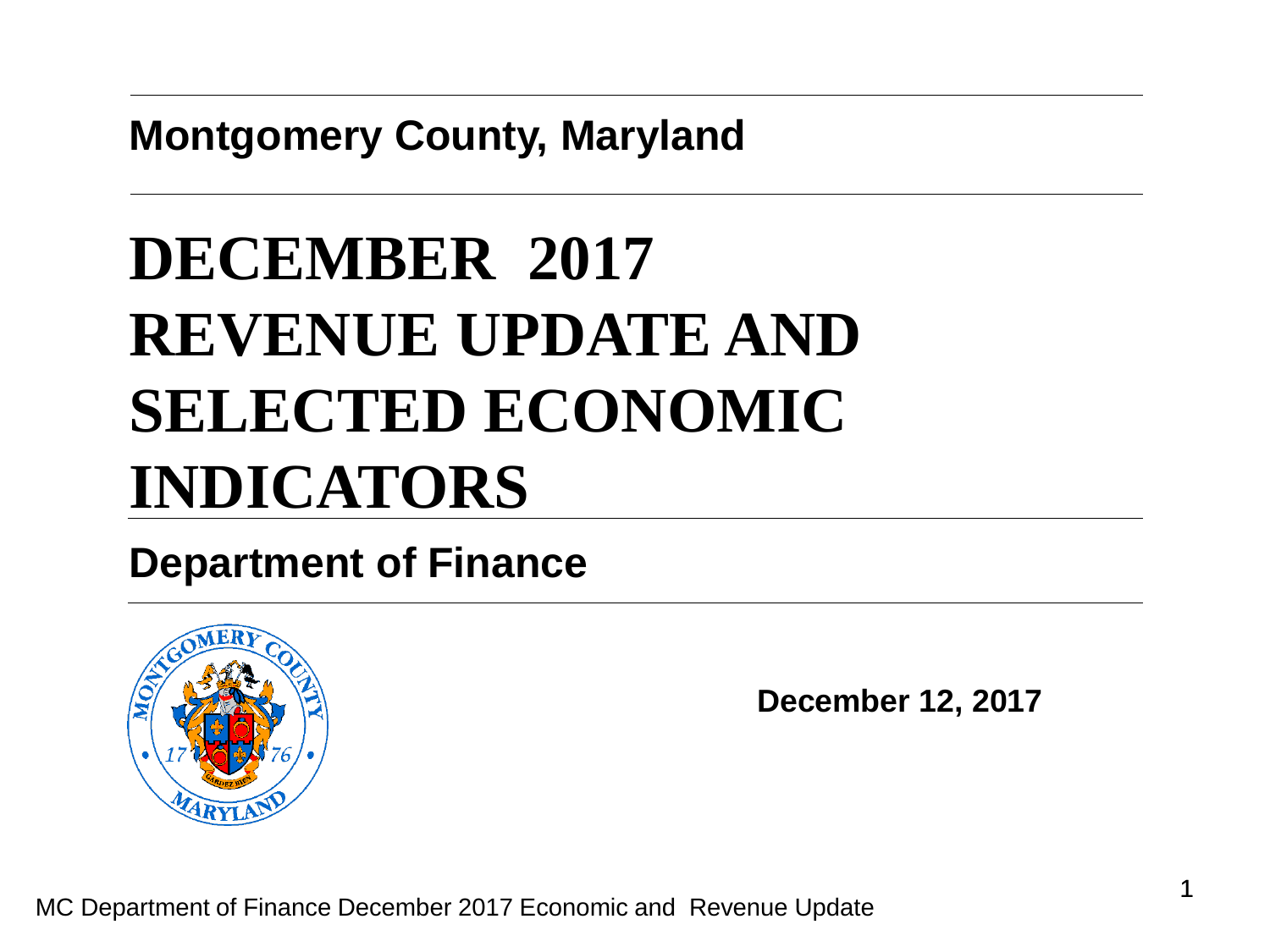**Montgomery County, Maryland**

# DECEMBER 2017 REVENUE UPDATE AND SELECTED ECONOMIC INDICATORS

**Department of Finance**

**December 12, 2017**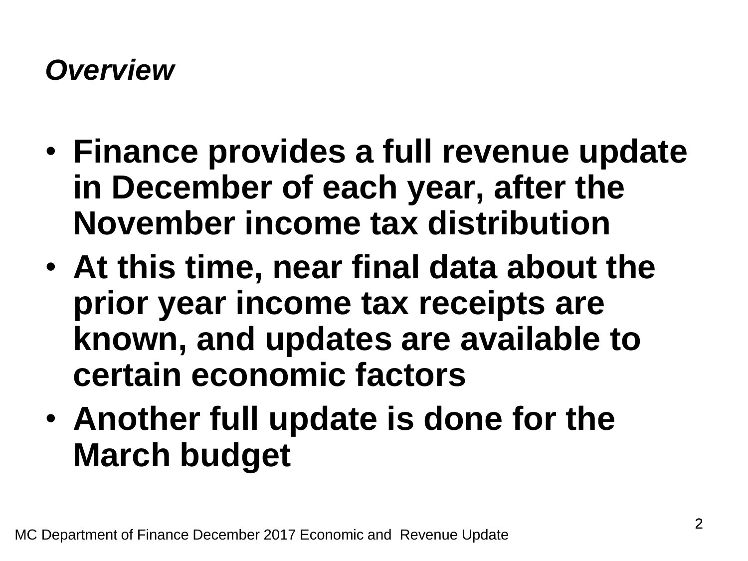## *Overview*

- **Finance provides a full revenue update in December of each year, after the November income tax distribution**
- **At this time, near final data about the prior year income tax receipts are known, and updates are available to certain economic factors**
- **Another full update is done for the March budget**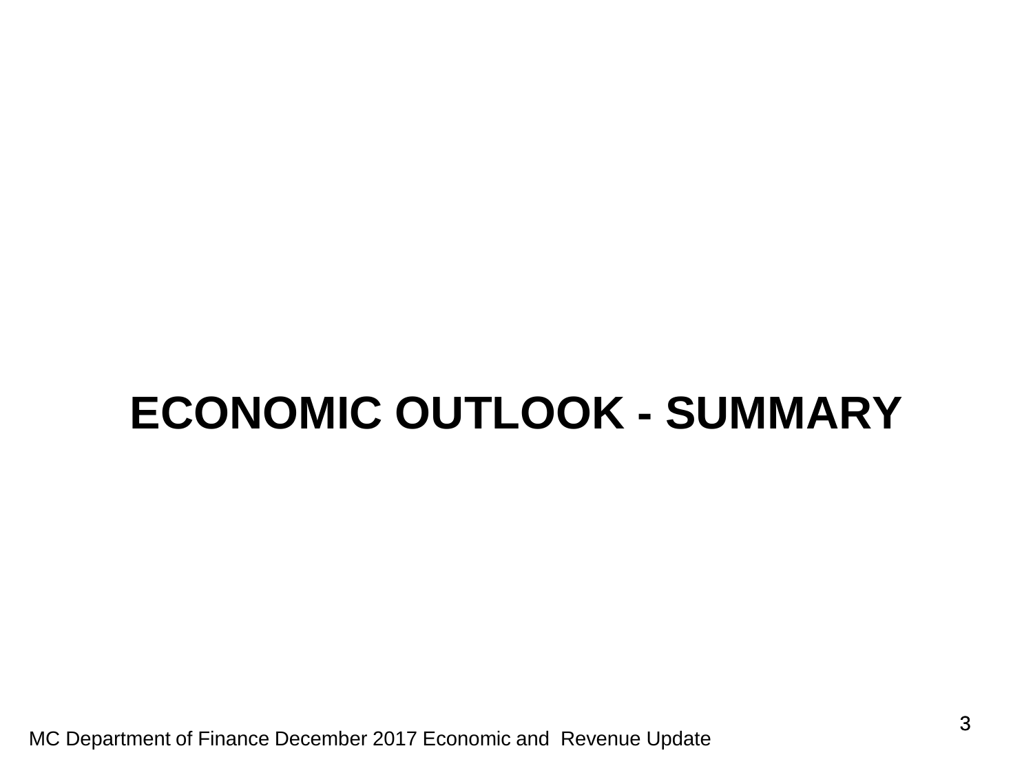# ECONOMIC OUTLOOK - SUMMARY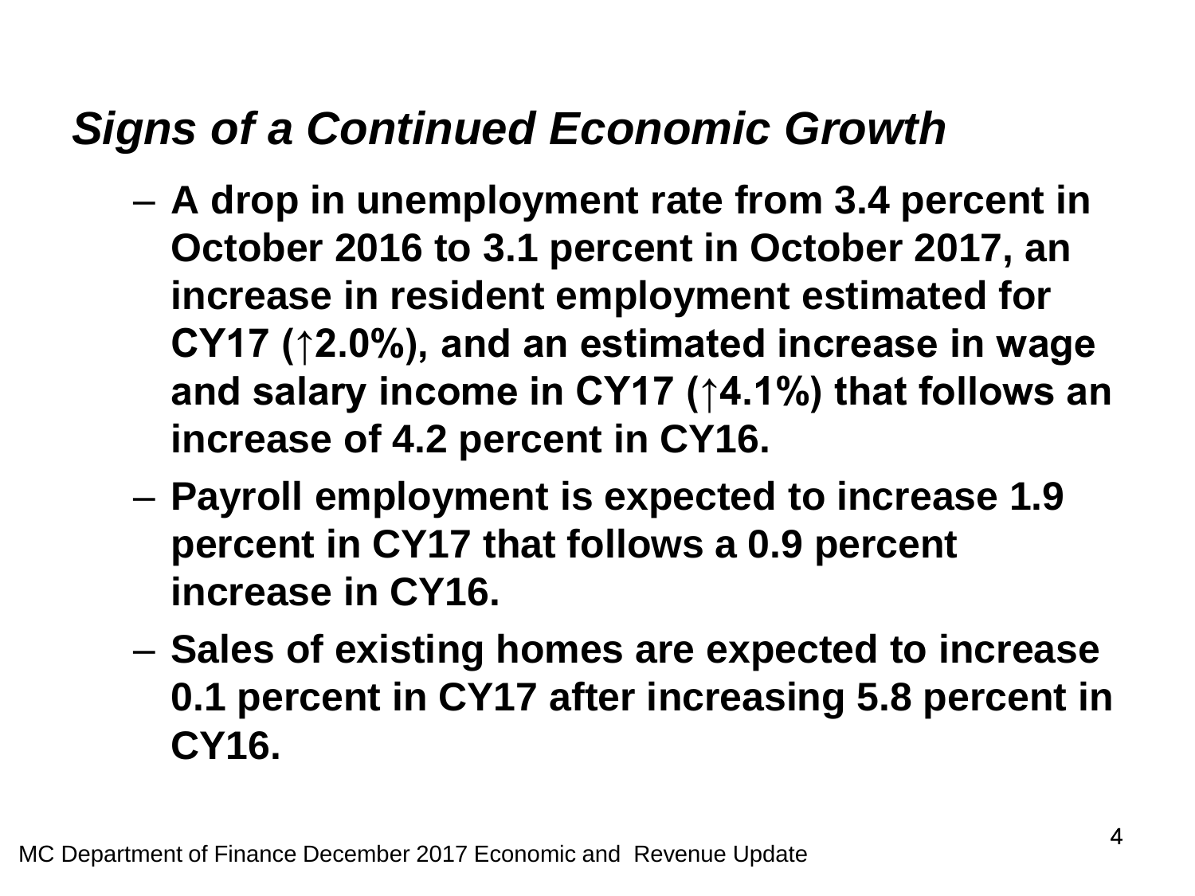## *Signs of a Continued Economic Growth*

- **A drop in unemployment rate from 3.4 percent in October 2016 to 3.1 percent in October 2017, an increase in resident employment estimated for CY17 (↑2.0%), and an estimated increase in wage and salary income in CY17 (↑4.1%) that follows an increase of 4.2 percent in CY16.**
- **Payroll employment is expected to increase 1.9 percent in CY17 that follows a 0.9 percent increase in CY16.**
- **Sales of existing homes are expected to increase 0.1 percent in CY17 after increasing 5.8 percent in CY16.**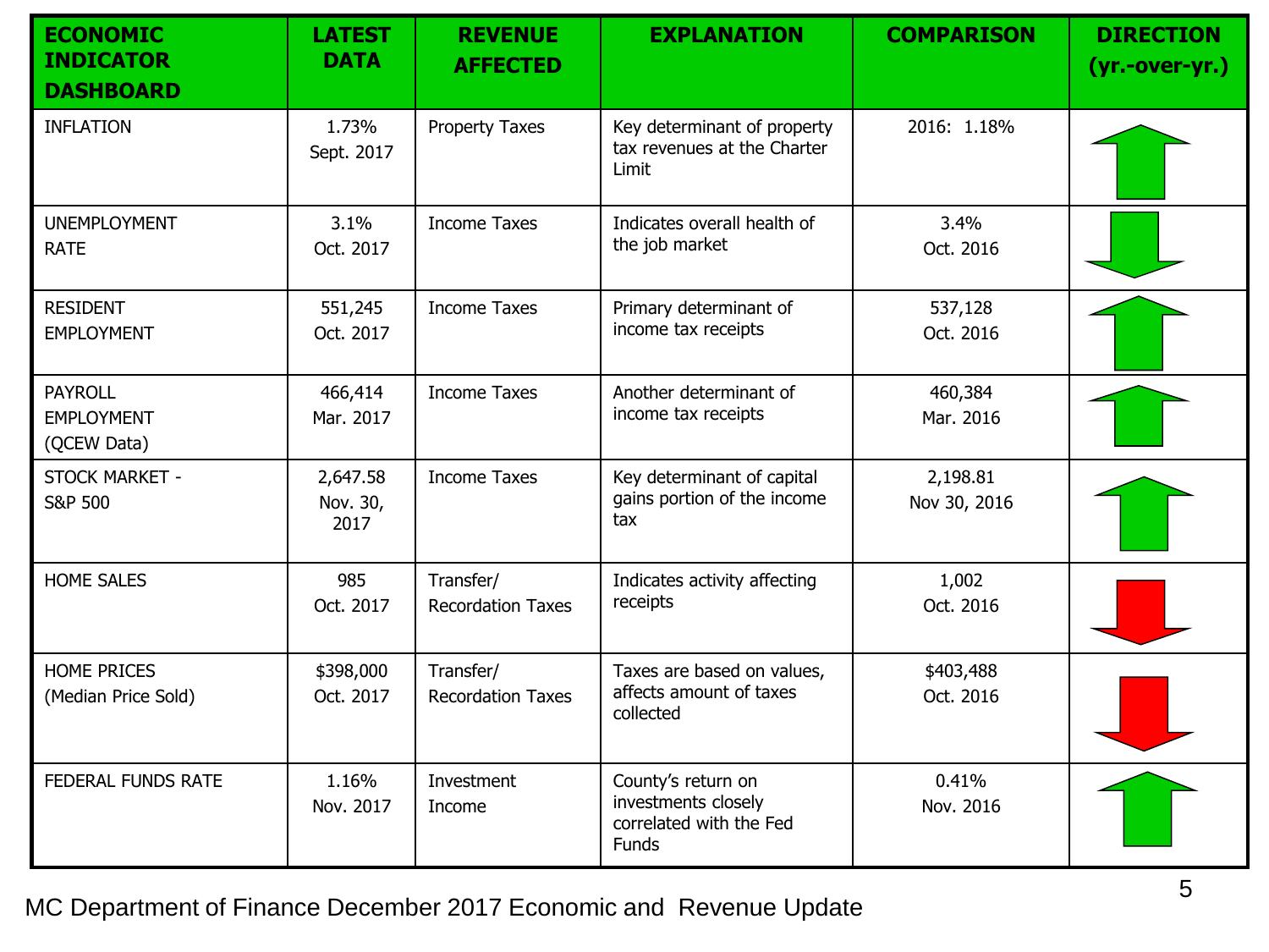| ECONOMIC INDICATOR DASHBOARD | LATEST DATA | REVENUE AFFECTED | EXPLANATION | COMPARISON | DIRECTION (yr.-over-yr.) |
|---|---|---|---|---|---|
| INFLATION | 1.73% Sept. 2017 | Property Taxes | Key determinant of property tax revenues at the Charter Limit | 2016: 1.18% | ↑ |
| UNEMPLOYMENT RATE | 3.1% Oct. 2017 | Income Taxes | Indicates overall health of the job market | 3.4% Oct. 2016 | ↓ |
| RESIDENT EMPLOYMENT | 551,245 Oct. 2017 | Income Taxes | Primary determinant of income tax receipts | 537,128 Oct. 2016 | ↑ |
| PAYROLL EMPLOYMENT (QCEW Data) | 466,414 Mar. 2017 | Income Taxes | Another determinant of income tax receipts | 460,384 Mar. 2016 | ↑ |
| STOCK MARKET - S&P 500 | 2,647.58 Nov. 30, 2017 | Income Taxes | Key determinant of capital gains portion of the income tax | 2,198.81 Nov 30, 2016 | ↑ |
| HOME SALES | 985 Oct. 2017 | Transfer/ Recordation Taxes | Indicates activity affecting receipts | 1,002 Oct. 2016 | ↓ |
| HOME PRICES (Median Price Sold) | $398,000 Oct. 2017 | Transfer/ Recordation Taxes | Taxes are based on values, affects amount of taxes collected | $403,488 Oct. 2016 | ↓ |
| FEDERAL FUNDS RATE | 1.16% Nov. 2017 | Investment Income | County's return on investments closely correlated with the Fed Funds | 0.41% Nov. 2016 | ↑ |

MC Department of Finance December 2017 Economic and Revenue Update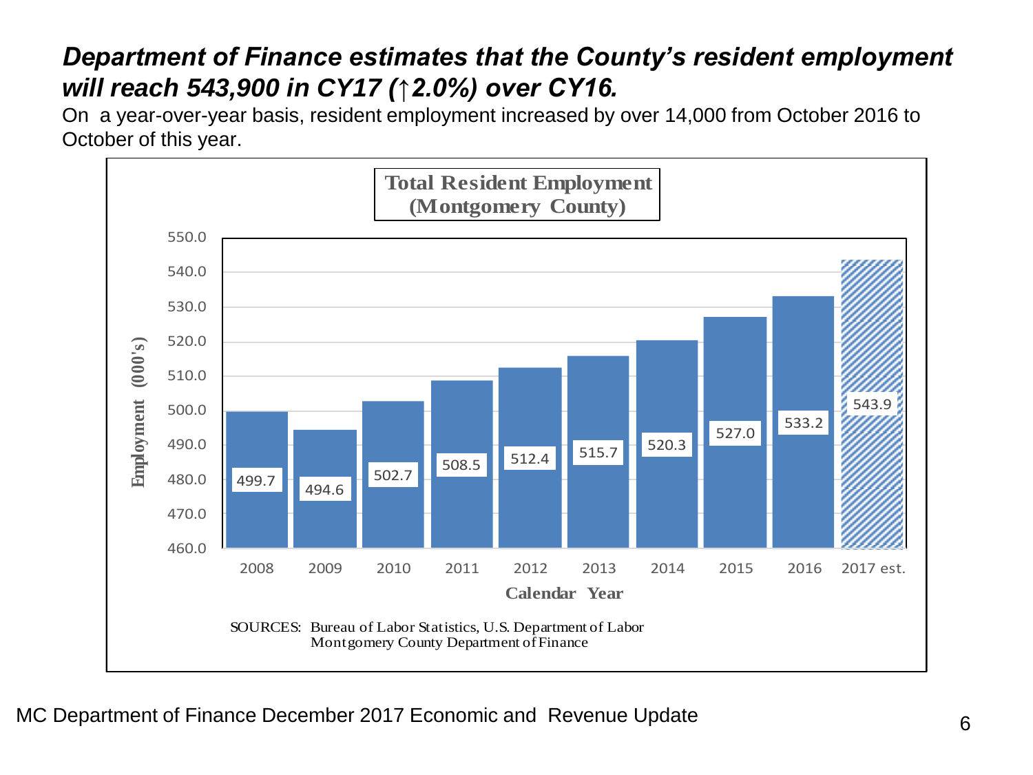# *Department of Finance estimates that the County's resident employment will reach 543,900 in CY17 (↑2.0%) over CY16.*

On a year-over-year basis, resident employment increased by over 14,000 from October 2016 to October of this year.

**Total Resident Employment (Montgomery County)**

| Calendar Year | Employment (000's) |
|---|---|
| 2008 | 499.7 |
| 2009 | 494.6 |
| 2010 | 502.7 |
| 2011 | 508.5 |
| 2012 | 512.4 |
| 2013 | 515.7 |
| 2014 | 520.3 |
| 2015 | 527.0 |
| 2016 | 533.2 |
| 2017 est. | 543.9 |

SOURCES: Bureau of Labor Statistics, U.S. Department of Labor
Montgomery County Department of Finance

MC Department of Finance December 2017 Economic and Revenue Update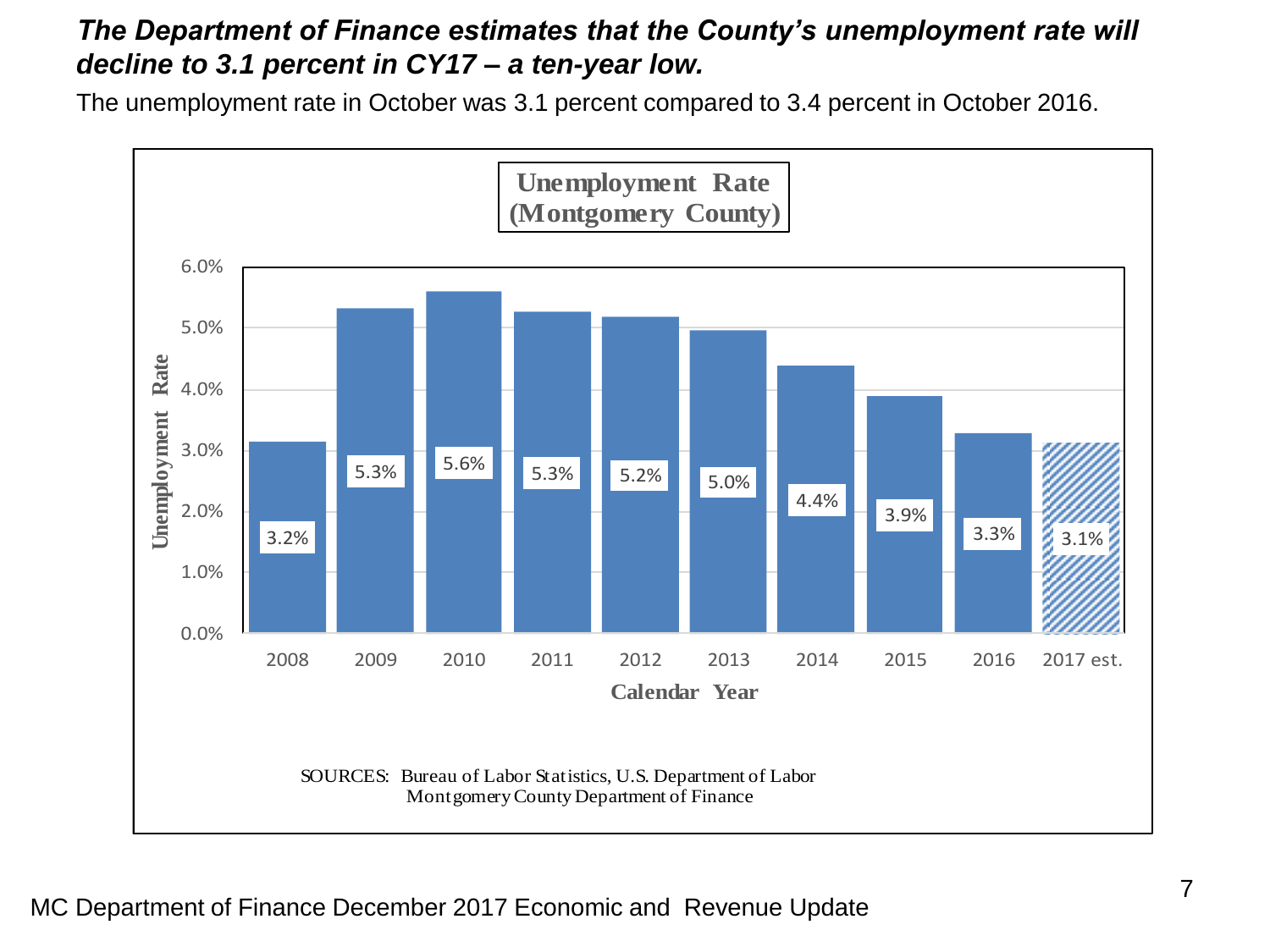***The Department of Finance estimates that the County's unemployment rate will decline to 3.1 percent in CY17 – a ten-year low.***

The unemployment rate in October was 3.1 percent compared to 3.4 percent in October 2016.

**Unemployment Rate (Montgomery County)**

| Calendar Year | Unemployment Rate |
|---|---|
| 2008 | 3.2% |
| 2009 | 5.3% |
| 2010 | 5.6% |
| 2011 | 5.3% |
| 2012 | 5.2% |
| 2013 | 5.0% |
| 2014 | 4.4% |
| 2015 | 3.9% |
| 2016 | 3.3% |
| 2017 est. | 3.1% |

SOURCES: Bureau of Labor Statistics, U.S. Department of Labor
Montgomery County Department of Finance

MC Department of Finance December 2017 Economic and Revenue Update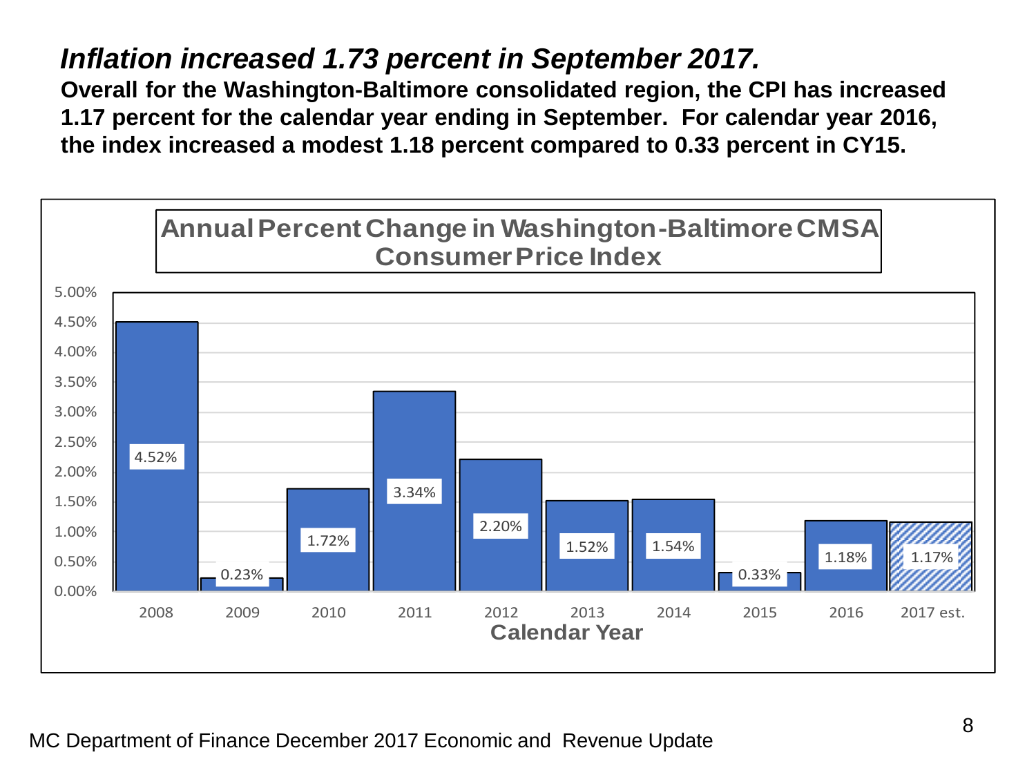# *Inflation increased 1.73 percent in September 2017.*

**Overall for the Washington-Baltimore consolidated region, the CPI has increased 1.17 percent for the calendar year ending in September. For calendar year 2016, the index increased a modest 1.18 percent compared to 0.33 percent in CY15.**

**Annual Percent Change in Washington-Baltimore CMSA Consumer Price Index**

| Calendar Year | Percent Change |
| --- | --- |
| 2008 | 4.52% |
| 2009 | 0.23% |
| 2010 | 1.72% |
| 2011 | 3.34% |
| 2012 | 2.20% |
| 2013 | 1.52% |
| 2014 | 1.54% |
| 2015 | 0.33% |
| 2016 | 1.18% |
| 2017 est. | 1.17% |

MC Department of Finance December 2017 Economic and Revenue Update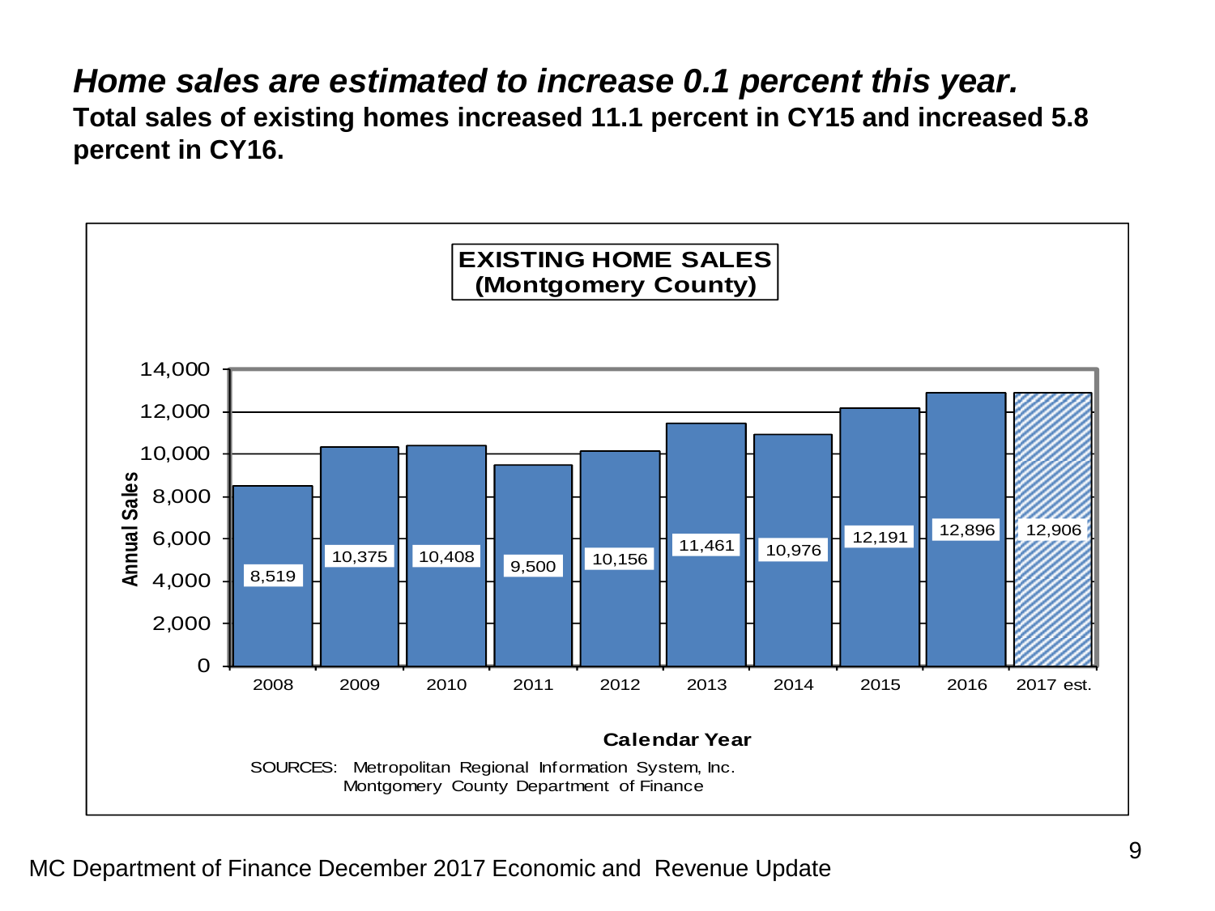# *Home sales are estimated to increase 0.1 percent this year.*

**Total sales of existing homes increased 11.1 percent in CY15 and increased 5.8 percent in CY16.**

**EXISTING HOME SALES (Montgomery County)**

| Calendar Year | Annual Sales |
|---|---|
| 2008 | 8,519 |
| 2009 | 10,375 |
| 2010 | 10,408 |
| 2011 | 9,500 |
| 2012 | 10,156 |
| 2013 | 11,461 |
| 2014 | 10,976 |
| 2015 | 12,191 |
| 2016 | 12,896 |
| 2017 est. | 12,906 |

SOURCES: Metropolitan Regional Information System, Inc.
Montgomery County Department of Finance

MC Department of Finance December 2017 Economic and Revenue Update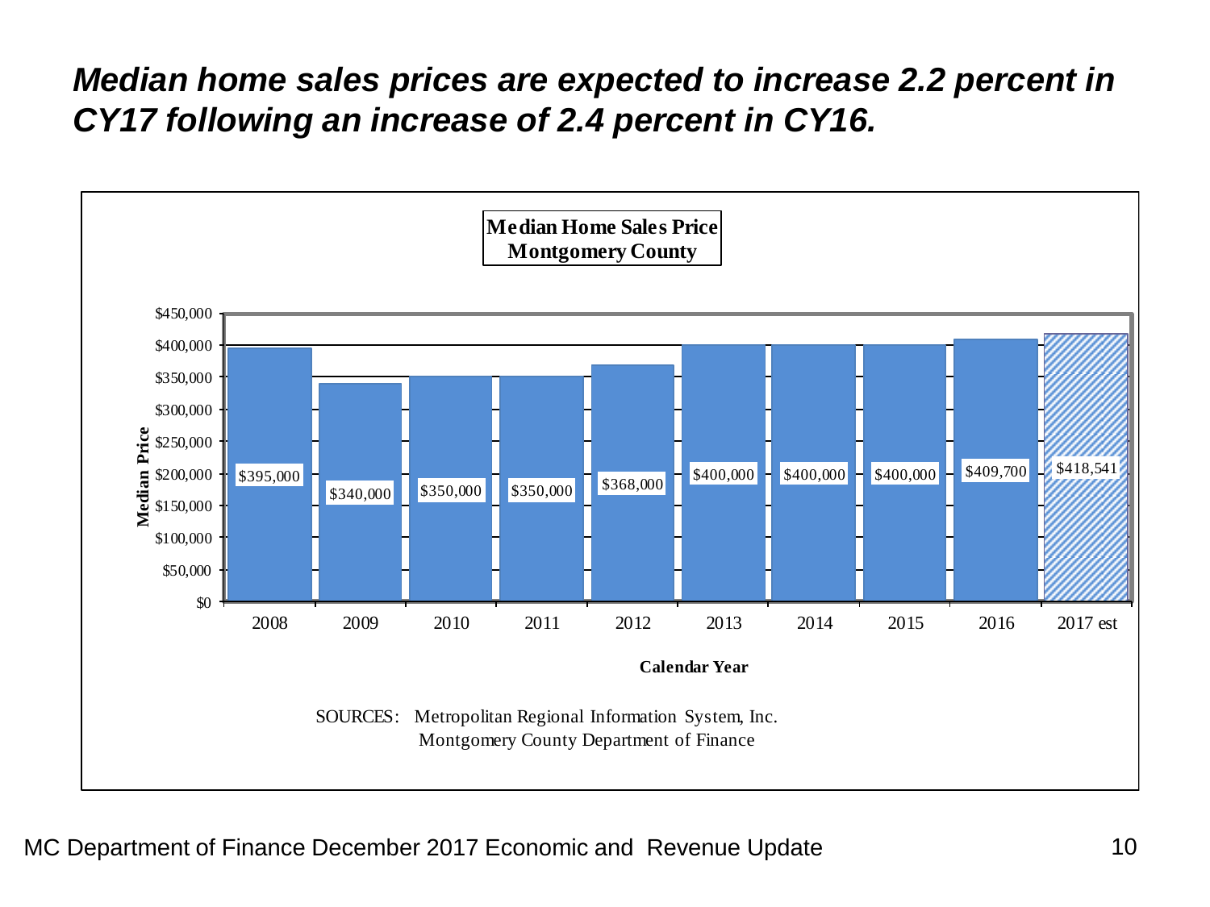# *Median home sales prices are expected to increase 2.2 percent in CY17 following an increase of 2.4 percent in CY16.*

**Median Home Sales Price**
**Montgomery County**

| Calendar Year | Median Price |
|---|---|
| 2008 | $395,000 |
| 2009 | $340,000 |
| 2010 | $350,000 |
| 2011 | $350,000 |
| 2012 | $368,000 |
| 2013 | $400,000 |
| 2014 | $400,000 |
| 2015 | $400,000 |
| 2016 | $409,700 |
| 2017 est | $418,541 |

SOURCES: Metropolitan Regional Information System, Inc.
Montgomery County Department of Finance

MC Department of Finance December 2017 Economic and Revenue Update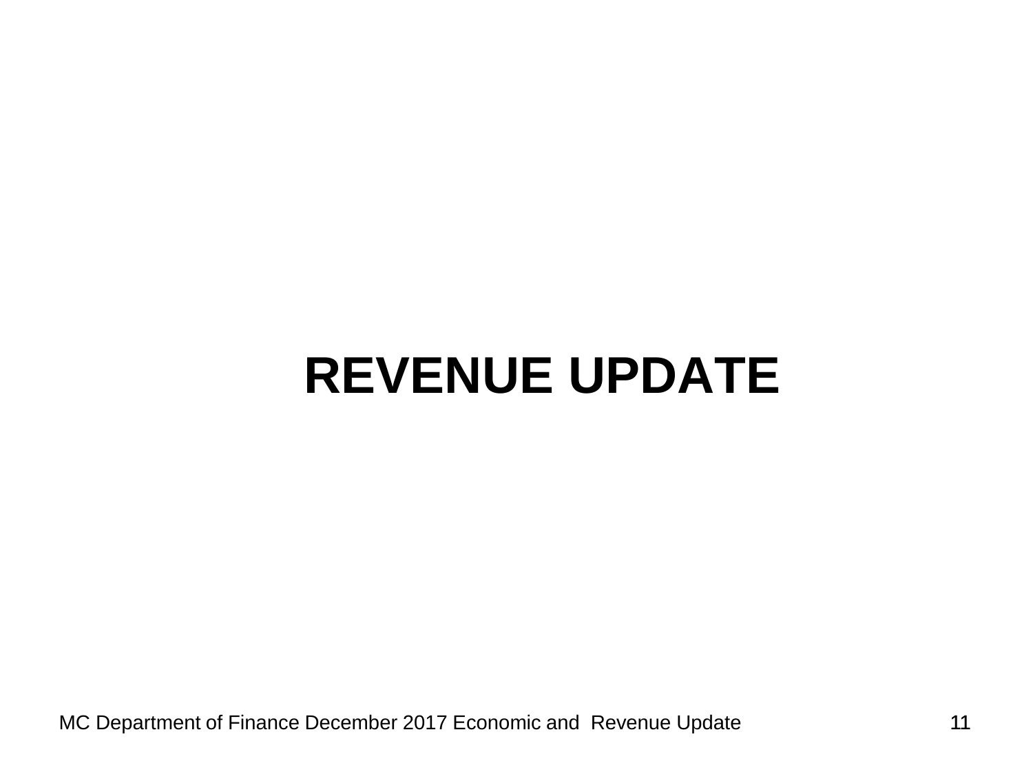# REVENUE UPDATE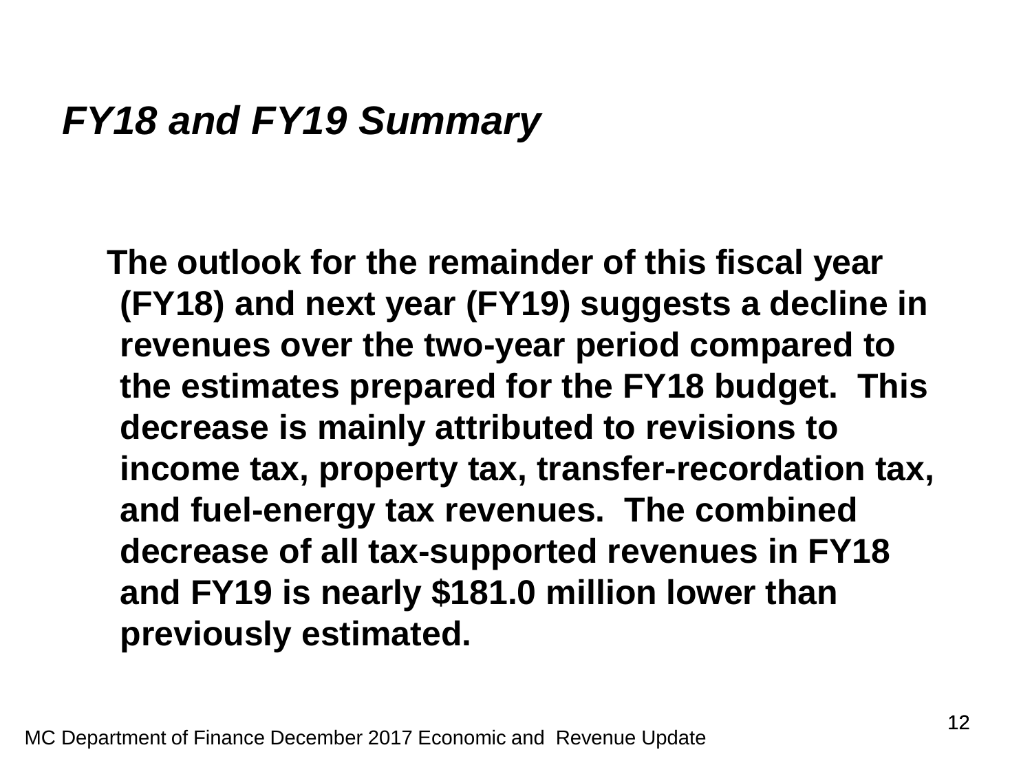## *FY18 and FY19 Summary*

**The outlook for the remainder of this fiscal year (FY18) and next year (FY19) suggests a decline in revenues over the two-year period compared to the estimates prepared for the FY18 budget. This decrease is mainly attributed to revisions to income tax, property tax, transfer-recordation tax, and fuel-energy tax revenues. The combined decrease of all tax-supported revenues in FY18 and FY19 is nearly $181.0 million lower than previously estimated.**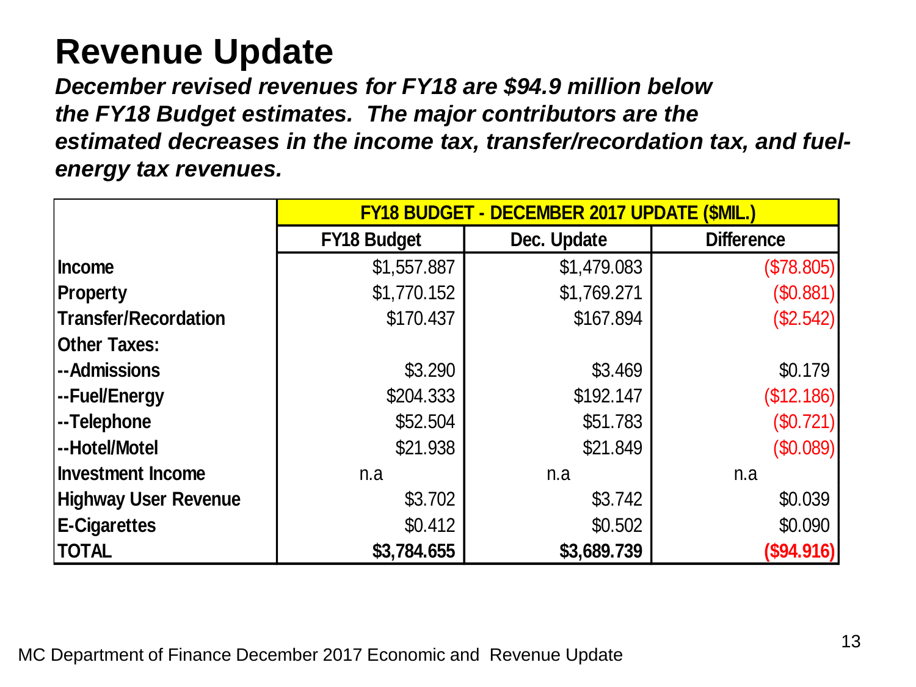# Revenue Update

***December revised revenues for FY18 are $94.9 million below the FY18 Budget estimates. The major contributors are the estimated decreases in the income tax, transfer/recordation tax, and fuel-energy tax revenues.***

| | FY18 BUDGET - DECEMBER 2017 UPDATE ($MIL.) | | |
|---|---|---|---|
| | FY18 Budget | Dec. Update | Difference |
| **Income** | $1,557.887 | $1,479.083 | ($78.805) |
| **Property** | $1,770.152 | $1,769.271 | ($0.881) |
| **Transfer/Recordation** | $170.437 | $167.894 | ($2.542) |
| **Other Taxes:** | | | |
| **--Admissions** | $3.290 | $3.469 | $0.179 |
| **--Fuel/Energy** | $204.333 | $192.147 | ($12.186) |
| **--Telephone** | $52.504 | $51.783 | ($0.721) |
| **--Hotel/Motel** | $21.938 | $21.849 | ($0.089) |
| **Investment Income** | n.a | n.a | n.a |
| **Highway User Revenue** | $3.702 | $3.742 | $0.039 |
| **E-Cigarettes** | $0.412 | $0.502 | $0.090 |
| **TOTAL** | **$3,784.655** | **$3,689.739** | **($94.916)** |

MC Department of Finance December 2017 Economic and Revenue Update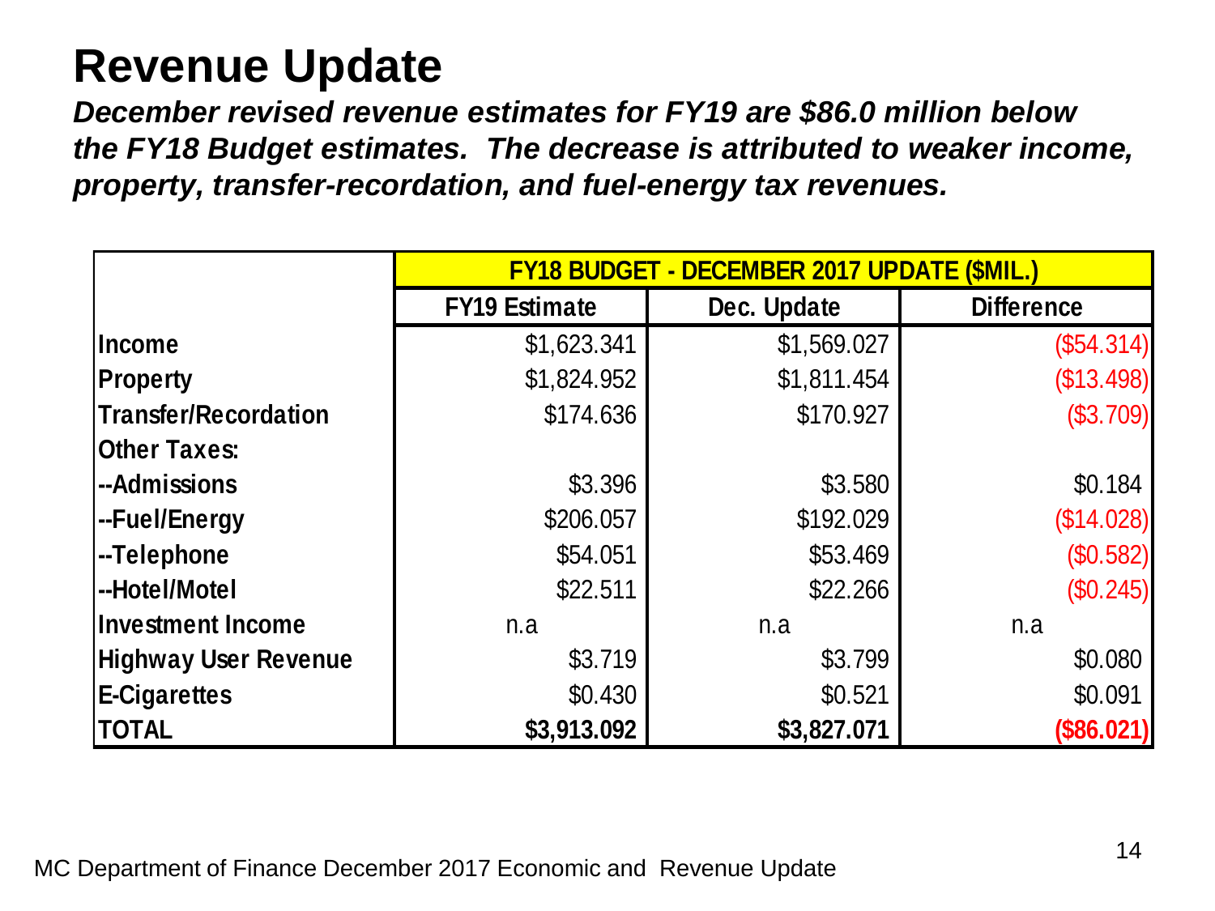# Revenue Update

***December revised revenue estimates for FY19 are $86.0 million below the FY18 Budget estimates. The decrease is attributed to weaker income, property, transfer-recordation, and fuel-energy tax revenues.***

| | FY18 BUDGET - DECEMBER 2017 UPDATE ($MIL.) | | |
|---|---|---|---|
| | FY19 Estimate | Dec. Update | Difference |
| Income | $1,623.341 | $1,569.027 | ($54.314) |
| Property | $1,824.952 | $1,811.454 | ($13.498) |
| Transfer/Recordation | $174.636 | $170.927 | ($3.709) |
| Other Taxes: | | | |
| --Admissions | $3.396 | $3.580 | $0.184 |
| --Fuel/Energy | $206.057 | $192.029 | ($14.028) |
| --Telephone | $54.051 | $53.469 | ($0.582) |
| --Hotel/Motel | $22.511 | $22.266 | ($0.245) |
| Investment Income | n.a | n.a | n.a |
| Highway User Revenue | $3.719 | $3.799 | $0.080 |
| E-Cigarettes | $0.430 | $0.521 | $0.091 |
| **TOTAL** | **$3,913.092** | **$3,827.071** | **($86.021)** |

MC Department of Finance December 2017 Economic and Revenue Update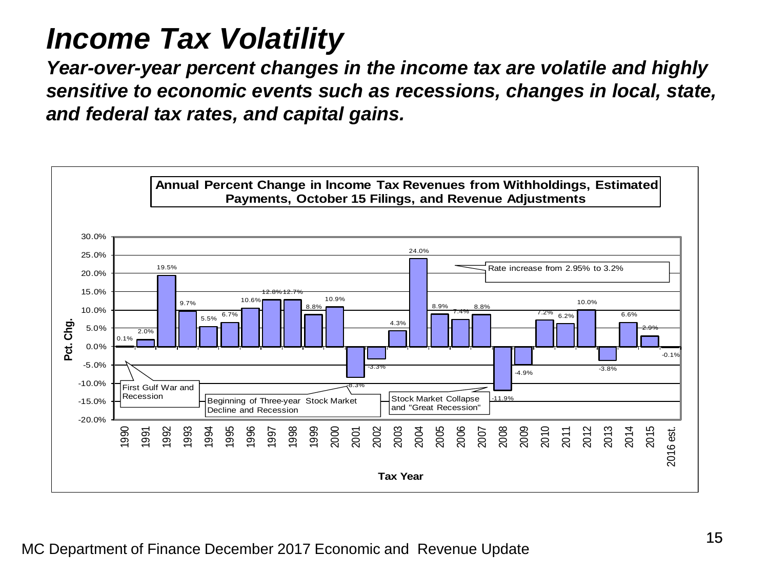# Income Tax Volatility

***Year-over-year percent changes in the income tax are volatile and highly sensitive to economic events such as recessions, changes in local, state, and federal tax rates, and capital gains.***

**Annual Percent Change in Income Tax Revenues from Withholdings, Estimated Payments, October 15 Filings, and Revenue Adjustments**

| Tax Year | Pct. Chg. |
|---|---|
| 1990 | 0.1% |
| 1991 | 2.0% |
| 1992 | 19.5% |
| 1993 | 9.7% |
| 1994 | 5.5% |
| 1995 | 6.7% |
| 1996 | 10.6% |
| 1997 | 12.8% |
| 1998 | 12.7% |
| 1999 | 8.8% |
| 2000 | 10.9% |
| 2001 | -8.3% |
| 2002 | -3.3% |
| 2003 | 4.3% |
| 2004 | 24.0% |
| 2005 | 8.9% |
| 2006 | 7.4% |
| 2007 | 8.8% |
| 2008 | -11.9% |
| 2009 | -4.9% |
| 2010 | 7.2% |
| 2011 | 6.2% |
| 2012 | 10.0% |
| 2013 | -3.8% |
| 2014 | 6.6% |
| 2015 | 2.9% |
| 2016 est. | -0.1% |

Annotations:
- First Gulf War and Recession (1990)
- Beginning of Three-year Stock Market Decline and Recession (2001)
- Rate increase from 2.95% to 3.2% (2004)
- Stock Market Collapse and "Great Recession" (2008)

MC Department of Finance December 2017 Economic and Revenue Update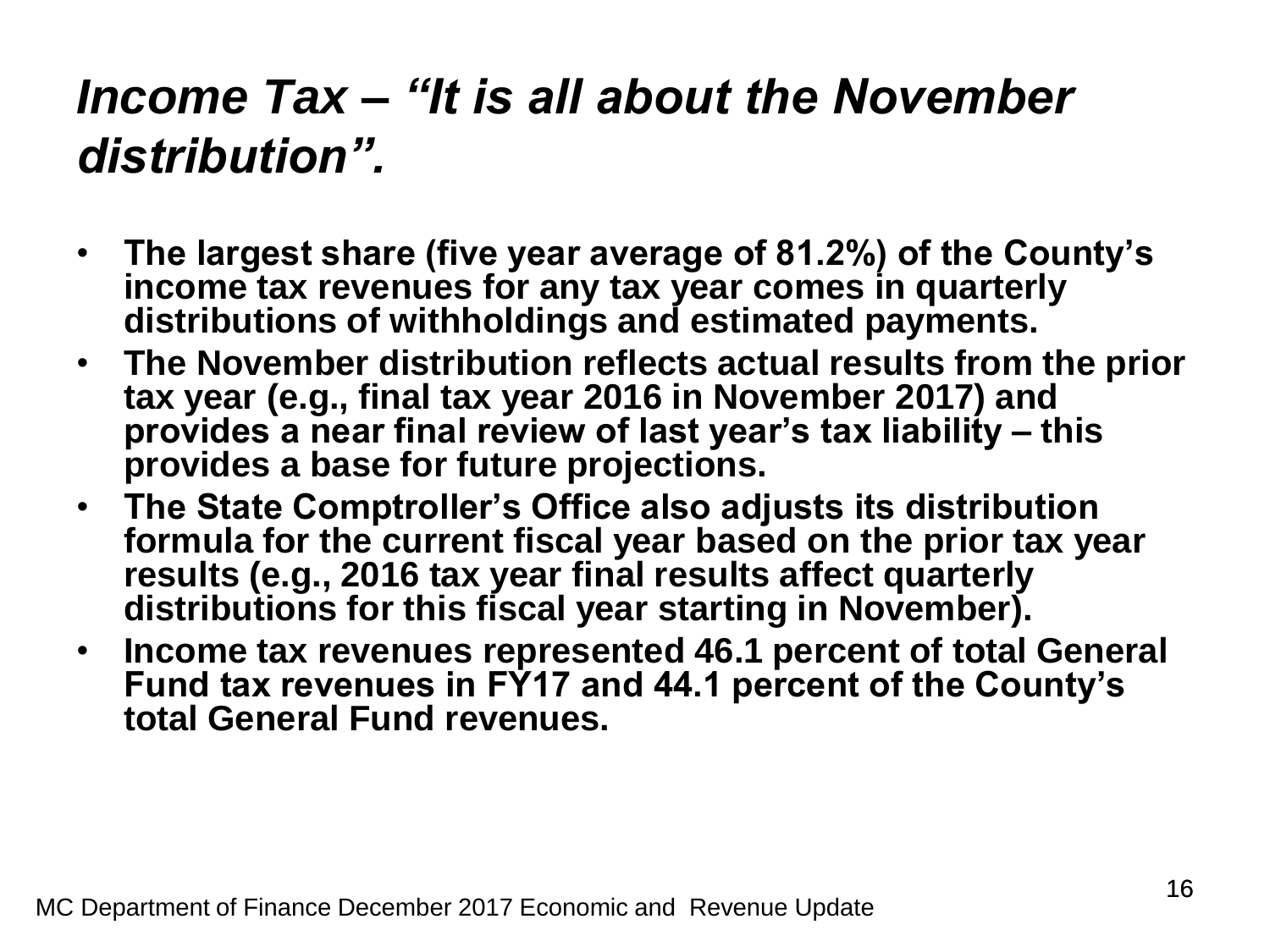# *Income Tax – “It is all about the November distribution”.*

- **The largest share (five year average of 81.2%) of the County’s income tax revenues for any tax year comes in quarterly distributions of withholdings and estimated payments.**
- **The November distribution reflects actual results from the prior tax year (e.g., final tax year 2016 in November 2017) and provides a near final review of last year’s tax liability – this provides a base for future projections.**
- **The State Comptroller’s Office also adjusts its distribution formula for the current fiscal year based on the prior tax year results (e.g., 2016 tax year final results affect quarterly distributions for this fiscal year starting in November).**
- **Income tax revenues represented 46.1 percent of total General Fund tax revenues in FY17 and 44.1 percent of the County’s total General Fund revenues.**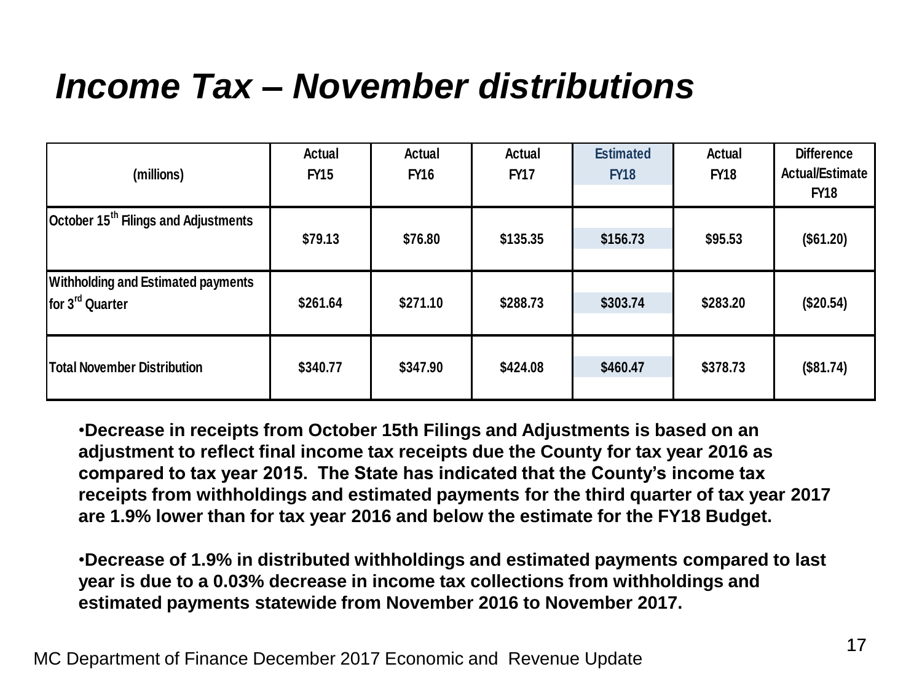# *Income Tax – November distributions*

| (millions) | Actual FY15 | Actual FY16 | Actual FY17 | Estimated FY18 | Actual FY18 | Difference Actual/Estimate FY18 |
|---|---|---|---|---|---|---|
| October 15th Filings and Adjustments | $79.13 | $76.80 | $135.35 | $156.73 | $95.53 | ($61.20) |
| Withholding and Estimated payments for 3rd Quarter | $261.64 | $271.10 | $288.73 | $303.74 | $283.20 | ($20.54) |
| Total November Distribution | $340.77 | $347.90 | $424.08 | $460.47 | $378.73 | ($81.74) |

- **Decrease in receipts from October 15th Filings and Adjustments is based on an adjustment to reflect final income tax receipts due the County for tax year 2016 as compared to tax year 2015. The State has indicated that the County's income tax receipts from withholdings and estimated payments for the third quarter of tax year 2017 are 1.9% lower than for tax year 2016 and below the estimate for the FY18 Budget.**

- **Decrease of 1.9% in distributed withholdings and estimated payments compared to last year is due to a 0.03% decrease in income tax collections from withholdings and estimated payments statewide from November 2016 to November 2017.**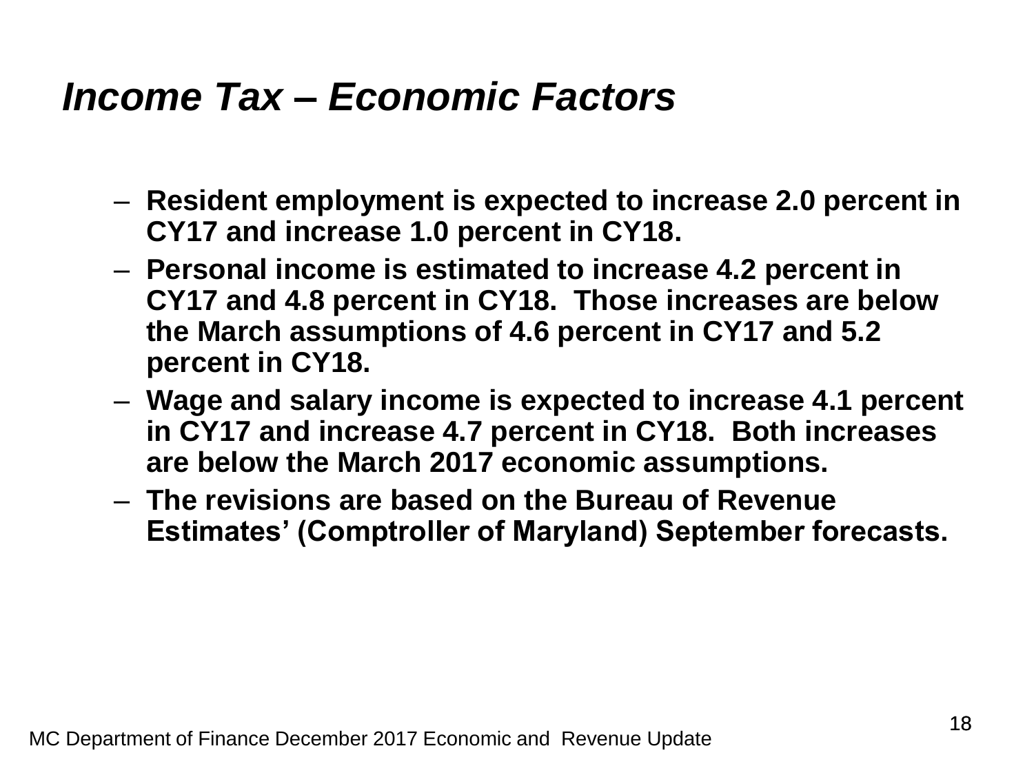## *Income Tax – Economic Factors*

- **Resident employment is expected to increase 2.0 percent in CY17 and increase 1.0 percent in CY18.**
- **Personal income is estimated to increase 4.2 percent in CY17 and 4.8 percent in CY18. Those increases are below the March assumptions of 4.6 percent in CY17 and 5.2 percent in CY18.**
- **Wage and salary income is expected to increase 4.1 percent in CY17 and increase 4.7 percent in CY18. Both increases are below the March 2017 economic assumptions.**
- **The revisions are based on the Bureau of Revenue Estimates' (Comptroller of Maryland) September forecasts.**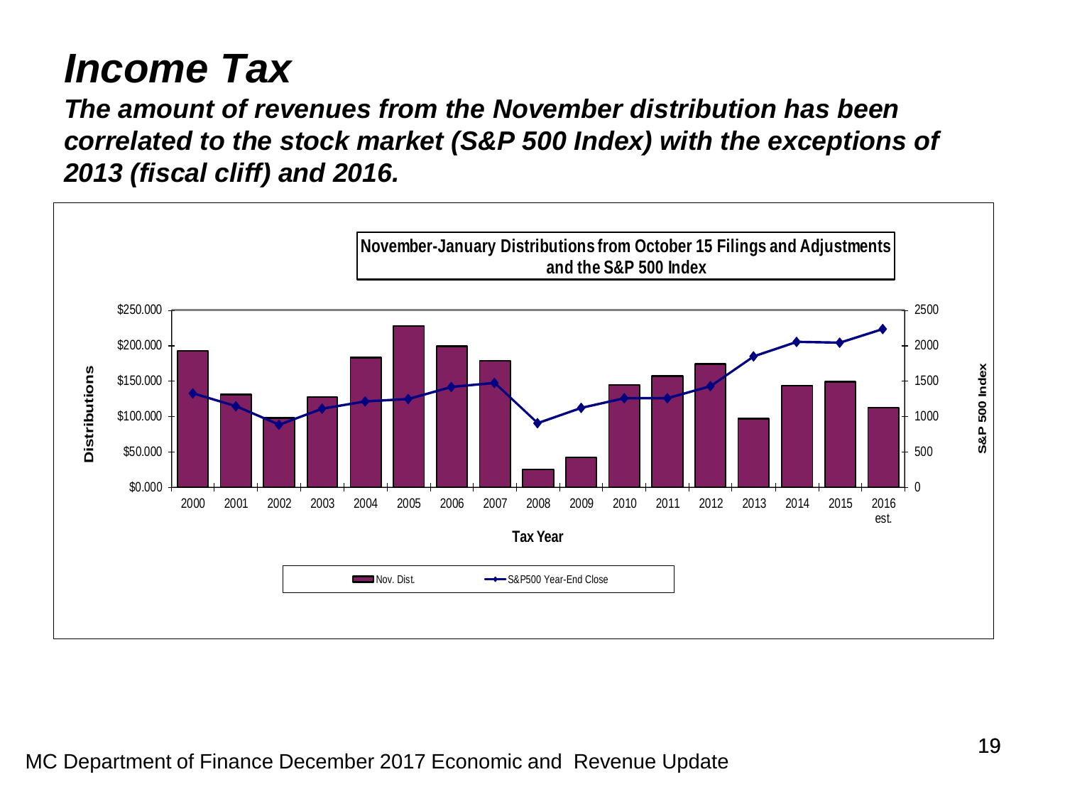# Income Tax

***The amount of revenues from the November distribution has been correlated to the stock market (S&P 500 Index) with the exceptions of 2013 (fiscal cliff) and 2016.***

**November-January Distributions from October 15 Filings and Adjustments and the S&P 500 Index**

Distributions: $0.000, $50.000, $100.000, $150.000, $200.000, $250.000

S&P 500 Index: 0, 500, 1000, 1500, 2000, 2500

Tax Year: 2000, 2001, 2002, 2003, 2004, 2005, 2006, 2007, 2008, 2009, 2010, 2011, 2012, 2013, 2014, 2015, 2016 est.

Nov. Dist. — S&P500 Year-End Close

MC Department of Finance December 2017 Economic and Revenue Update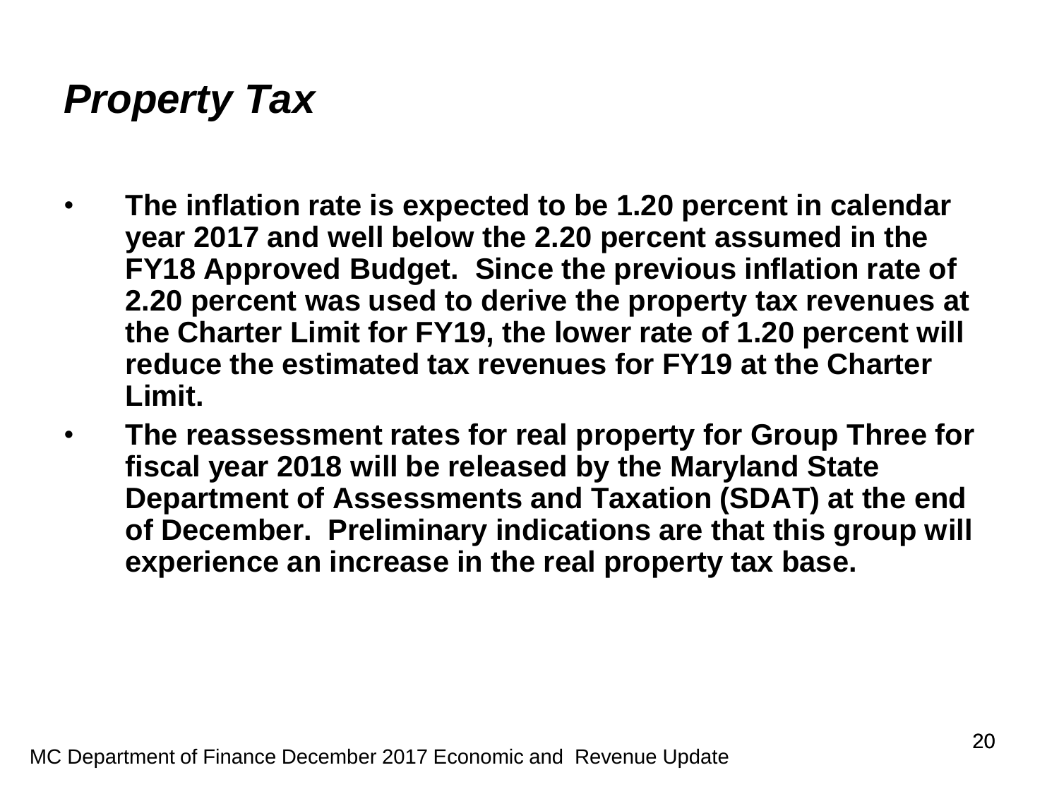# *Property Tax*

- **The inflation rate is expected to be 1.20 percent in calendar year 2017 and well below the 2.20 percent assumed in the FY18 Approved Budget. Since the previous inflation rate of 2.20 percent was used to derive the property tax revenues at the Charter Limit for FY19, the lower rate of 1.20 percent will reduce the estimated tax revenues for FY19 at the Charter Limit.**
- **The reassessment rates for real property for Group Three for fiscal year 2018 will be released by the Maryland State Department of Assessments and Taxation (SDAT) at the end of December. Preliminary indications are that this group will experience an increase in the real property tax base.**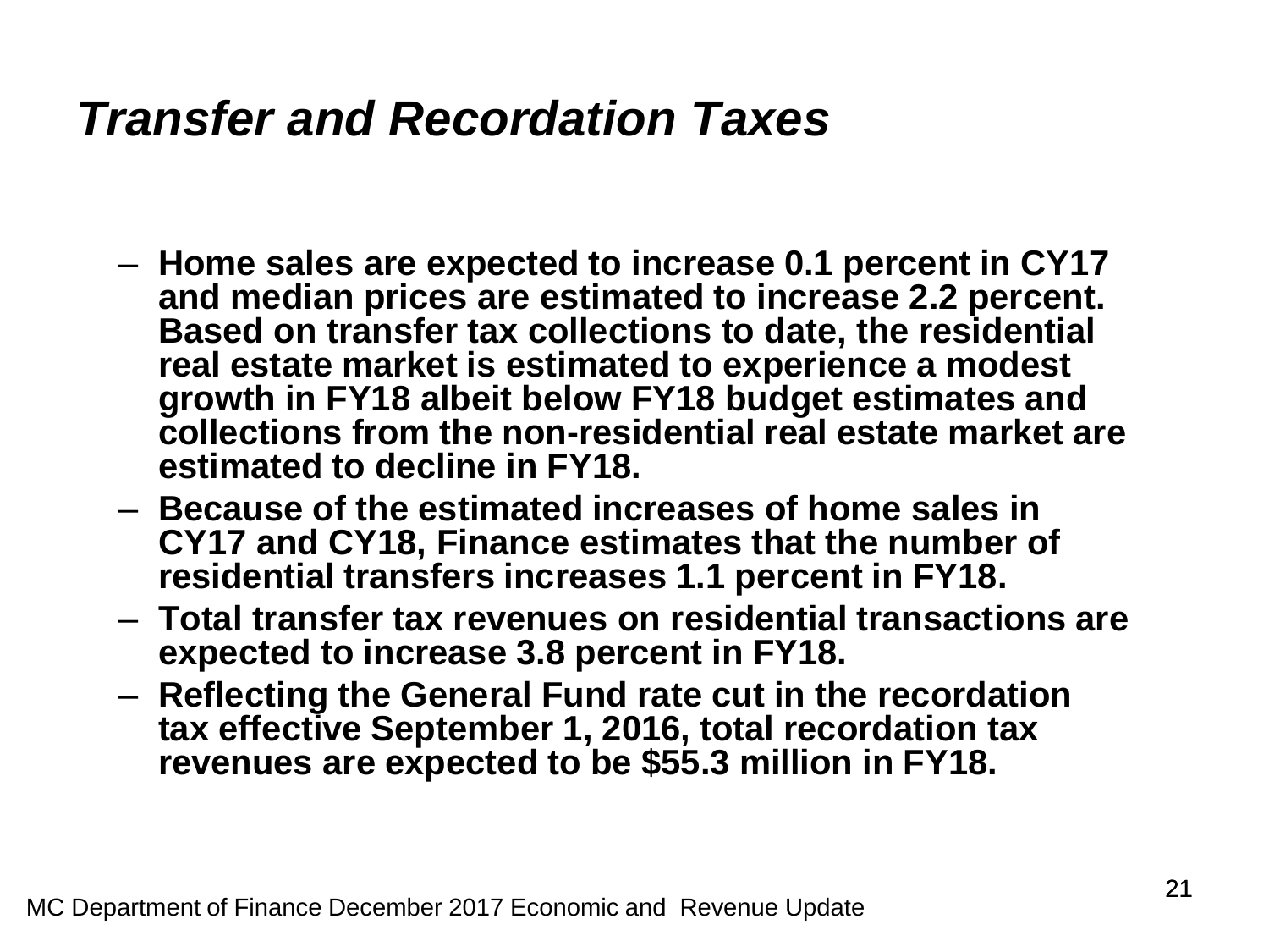# *Transfer and Recordation Taxes*

- **Home sales are expected to increase 0.1 percent in CY17 and median prices are estimated to increase 2.2 percent. Based on transfer tax collections to date, the residential real estate market is estimated to experience a modest growth in FY18 albeit below FY18 budget estimates and collections from the non-residential real estate market are estimated to decline in FY18.**
- **Because of the estimated increases of home sales in CY17 and CY18, Finance estimates that the number of residential transfers increases 1.1 percent in FY18.**
- **Total transfer tax revenues on residential transactions are expected to increase 3.8 percent in FY18.**
- **Reflecting the General Fund rate cut in the recordation tax effective September 1, 2016, total recordation tax revenues are expected to be $55.3 million in FY18.**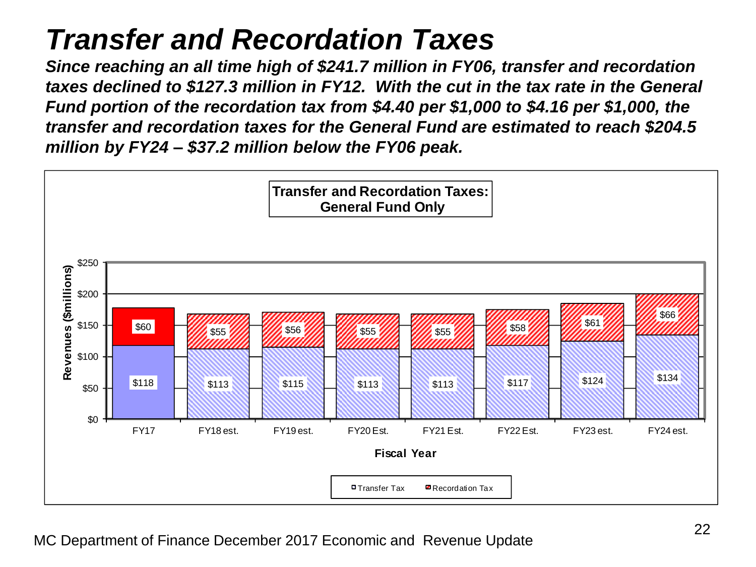# Transfer and Recordation Taxes

***Since reaching an all time high of $241.7 million in FY06, transfer and recordation taxes declined to $127.3 million in FY12. With the cut in the tax rate in the General Fund portion of the recordation tax from $4.40 per $1,000 to $4.16 per $1,000, the transfer and recordation taxes for the General Fund are estimated to reach $204.5 million by FY24 – $37.2 million below the FY06 peak.***

**Transfer and Recordation Taxes: General Fund Only**

| Fiscal Year | Transfer Tax | Recordation Tax |
|---|---|---|
| FY17 | $118 | $60 |
| FY18 est. | $113 | $55 |
| FY19 est. | $115 | $56 |
| FY20 Est. | $113 | $55 |
| FY21 Est. | $113 | $55 |
| FY22 Est. | $117 | $58 |
| FY23 est. | $124 | $61 |
| FY24 est. | $134 | $66 |

Revenues ($millions)

MC Department of Finance December 2017 Economic and Revenue Update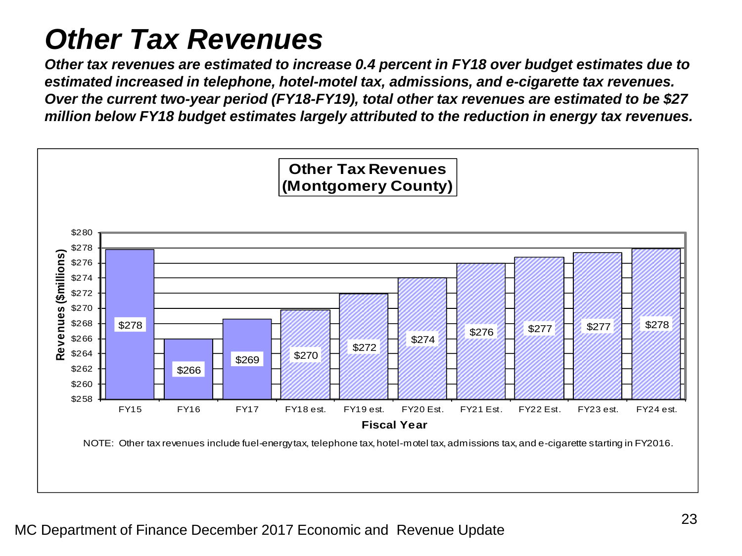# Other Tax Revenues

***Other tax revenues are estimated to increase 0.4 percent in FY18 over budget estimates due to estimated increased in telephone, hotel-motel tax, admissions, and e-cigarette tax revenues. Over the current two-year period (FY18-FY19), total other tax revenues are estimated to be $27 million below FY18 budget estimates largely attributed to the reduction in energy tax revenues.***

**Other Tax Revenues (Montgomery County)**

| Fiscal Year | Revenues ($millions) |
|---|---|
| FY15 | $278 |
| FY16 | $266 |
| FY17 | $269 |
| FY18 est. | $270 |
| FY19 est. | $272 |
| FY20 Est. | $274 |
| FY21 Est. | $276 |
| FY22 Est. | $277 |
| FY23 est. | $277 |
| FY24 est. | $278 |

NOTE: Other tax revenues include fuel-energy tax, telephone tax, hotel-motel tax, admissions tax, and e-cigarette starting in FY2016.

MC Department of Finance December 2017 Economic and Revenue Update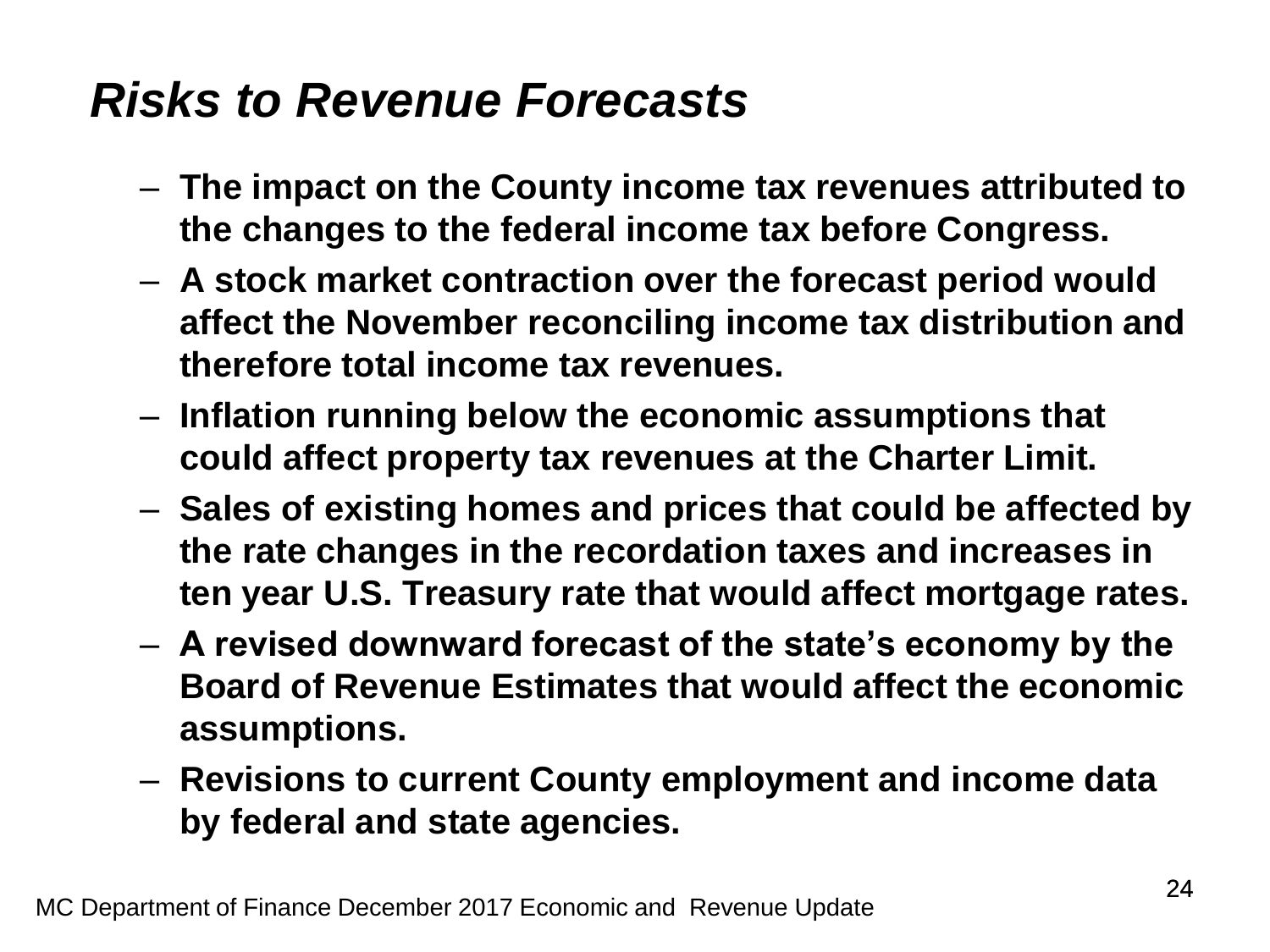# *Risks to Revenue Forecasts*

- **The impact on the County income tax revenues attributed to the changes to the federal income tax before Congress.**
- **A stock market contraction over the forecast period would affect the November reconciling income tax distribution and therefore total income tax revenues.**
- **Inflation running below the economic assumptions that could affect property tax revenues at the Charter Limit.**
- **Sales of existing homes and prices that could be affected by the rate changes in the recordation taxes and increases in ten year U.S. Treasury rate that would affect mortgage rates.**
- **A revised downward forecast of the state's economy by the Board of Revenue Estimates that would affect the economic assumptions.**
- **Revisions to current County employment and income data by federal and state agencies.**